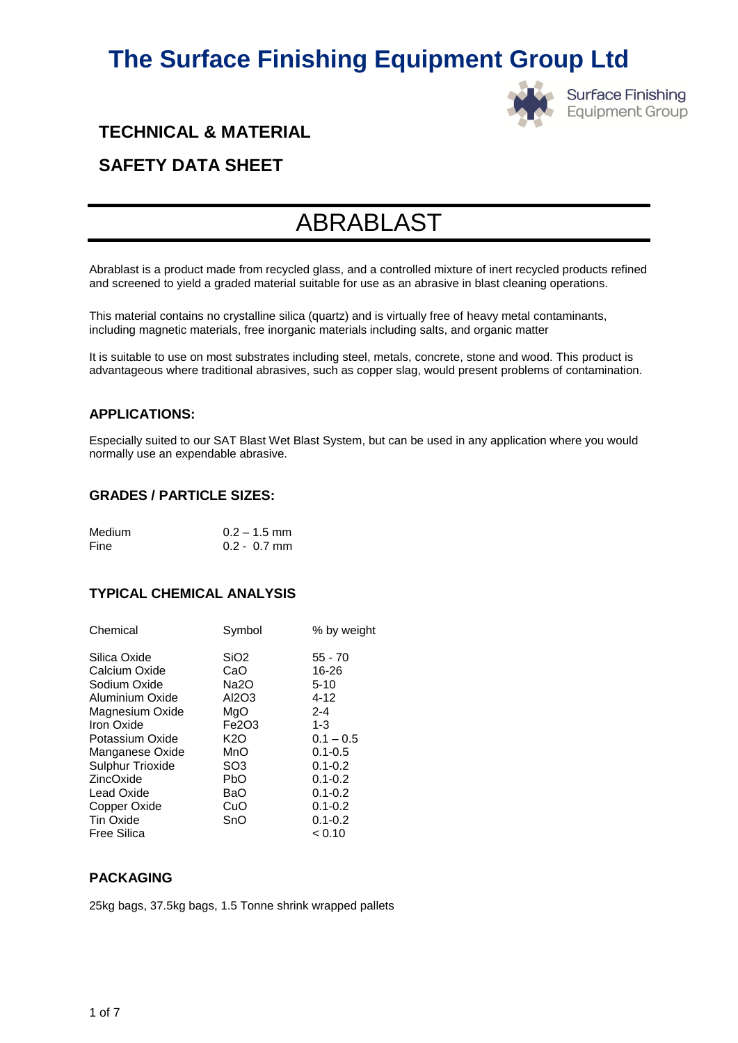# The Surface Finishing Equipment Group Ltd

Surface Finishing Equipment Group

## TECHNICAL & MATERIAL

## SAFETY DATA SHEET

# ABRABLAST

Abrablast is a product made from recycled glass, and a controlled mixture of inert recycled products refined and screened to yield a graded material suitable for use as an abrasive in blast cleaning operations.

This material contains no crystalline silica (quartz) and is virtually free of heavy metal contaminants, including magnetic materials, free inorganic materials including salts, and organic matter

It is suitable to use on most substrates including steel, metals, concrete, stone and wood. This product is advantageous where traditional abrasives, such as copper slag, would present problems of contamination.

### APPLICATIONS:

Especially suited to our SAT Blast Wet Blast System, but can be used in any application where you would normally use an expendable abrasive.

### GRADES / PARTICLE SIZES:

| | |
|---|---|
| Medium | 0.2 – 1.5 mm |
| Fine | 0.2 - 0.7 mm |

### TYPICAL CHEMICAL ANALYSIS

| Chemical | Symbol | % by weight |
|---|---|---|
| Silica Oxide | $SiO_2$ | 55 - 70 |
| Calcium Oxide | $CaO$ | 16-26 |
| Sodium Oxide | $Na_2O$ | 5-10 |
| Aluminium Oxide | $Al_2O_3$ | 4-12 |
| Magnesium Oxide | $MgO$ | 2-4 |
| Iron Oxide | $Fe_2O_3$ | 1-3 |
| Potassium Oxide | $K_2O$ | 0.1 – 0.5 |
| Manganese Oxide | $MnO$ | 0.1-0.5 |
| Sulphur Trioxide | $SO_3$ | 0.1-0.2 |
| ZincOxide | $PbO$ | 0.1-0.2 |
| Lead Oxide | $BaO$ | 0.1-0.2 |
| Copper Oxide | $CuO$ | 0.1-0.2 |
| Tin Oxide | $SnO$ | 0.1-0.2 |
| Free Silica | | < 0.10 |

### PACKAGING

25kg bags, 37.5kg bags, 1.5 Tonne shrink wrapped pallets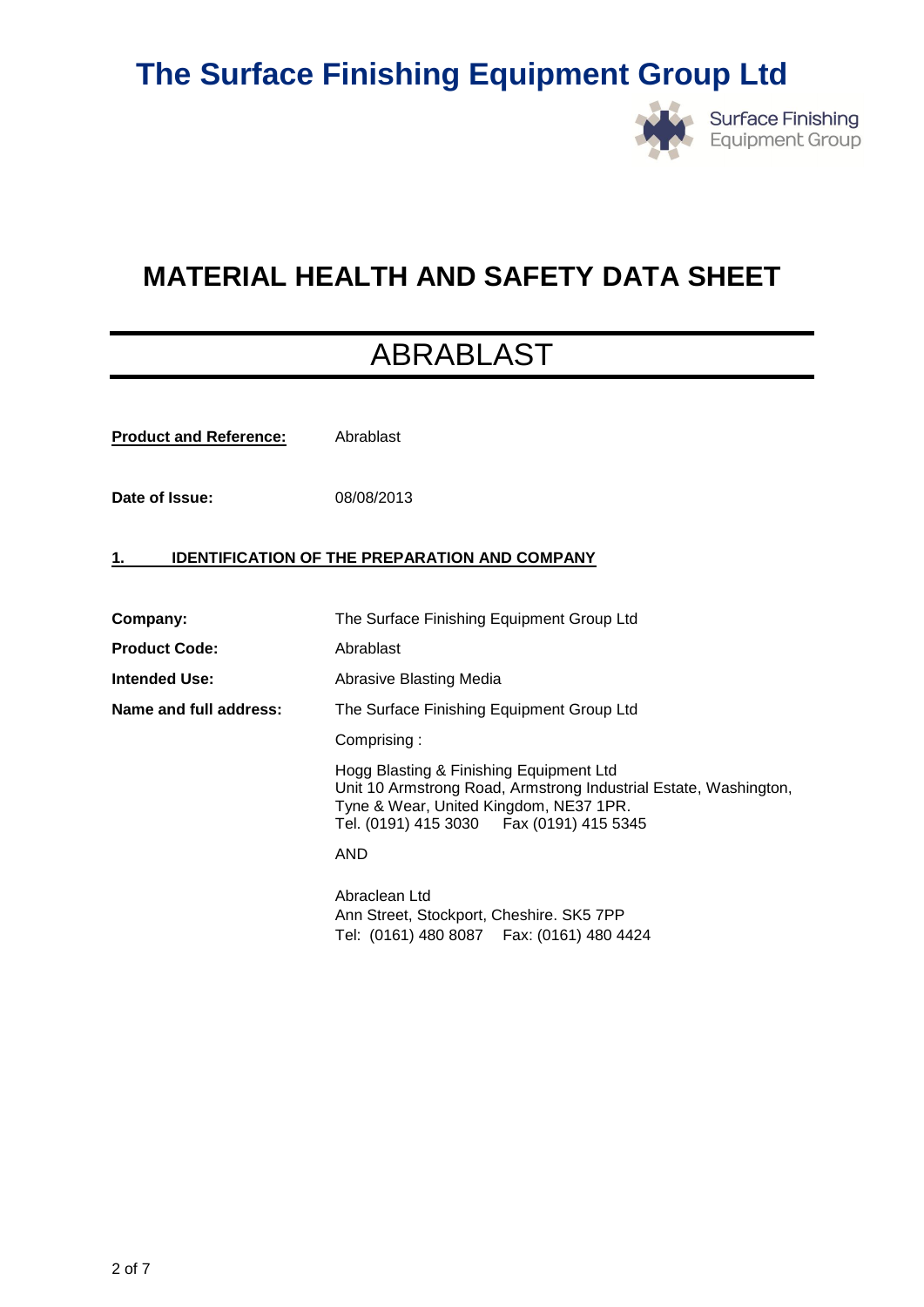# The Surface Finishing Equipment Group Ltd

## MATERIAL HEALTH AND SAFETY DATA SHEET

# ABRABLAST

**Product and Reference:** Abrablast

**Date of Issue:** 08/08/2013

### 1. IDENTIFICATION OF THE PREPARATION AND COMPANY

**Company:** The Surface Finishing Equipment Group Ltd

**Product Code:** Abrablast

**Intended Use:** Abrasive Blasting Media

**Name and full address:** The Surface Finishing Equipment Group Ltd

Comprising :

Hogg Blasting & Finishing Equipment Ltd
Unit 10 Armstrong Road, Armstrong Industrial Estate, Washington, Tyne & Wear, United Kingdom, NE37 1PR.
Tel. (0191) 415 3030 Fax (0191) 415 5345

AND

Abraclean Ltd
Ann Street, Stockport, Cheshire. SK5 7PP
Tel: (0161) 480 8087 Fax: (0161) 480 4424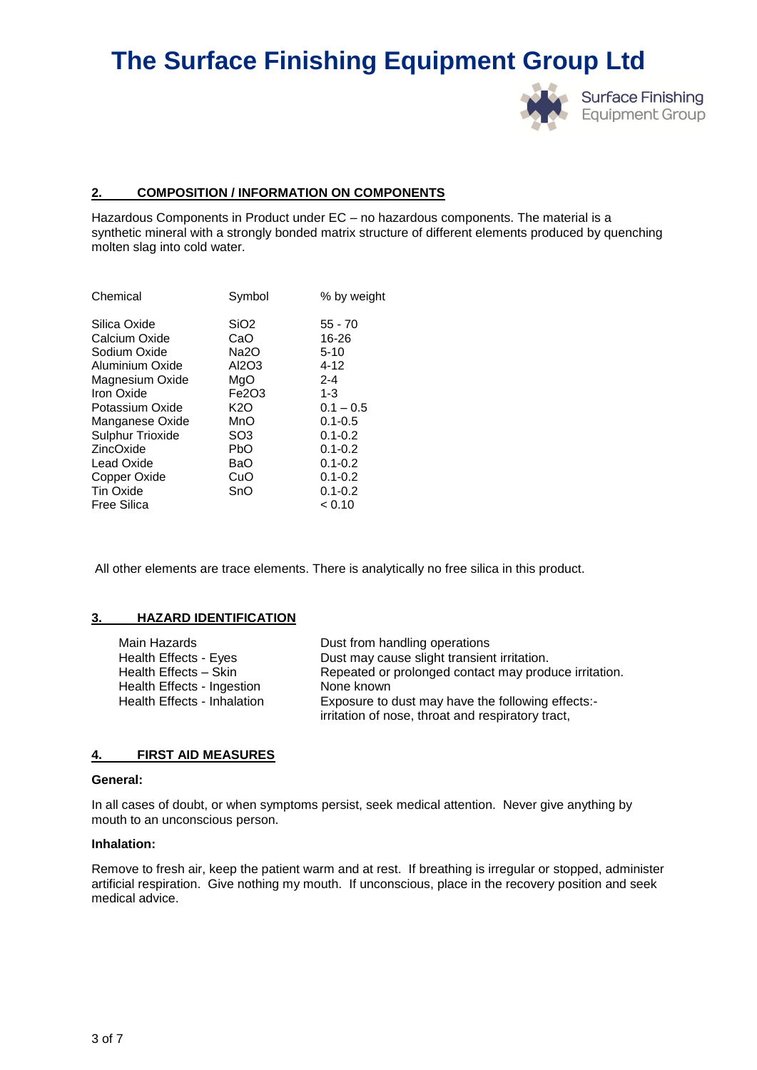# The Surface Finishing Equipment Group Ltd

## 2. COMPOSITION / INFORMATION ON COMPONENTS

Hazardous Components in Product under EC – no hazardous components. The material is a synthetic mineral with a strongly bonded matrix structure of different elements produced by quenching molten slag into cold water.

| Chemical | Symbol | % by weight |
|---|---|---|
| Silica Oxide | $SiO_2$ | 55 - 70 |
| Calcium Oxide | CaO | 16-26 |
| Sodium Oxide | $Na_2O$ | 5-10 |
| Aluminium Oxide | $Al_2O_3$ | 4-12 |
| Magnesium Oxide | MgO | 2-4 |
| Iron Oxide | $Fe_2O_3$ | 1-3 |
| Potassium Oxide | $K_2O$ | 0.1 – 0.5 |
| Manganese Oxide | MnO | 0.1-0.5 |
| Sulphur Trioxide | $SO_3$ | 0.1-0.2 |
| ZincOxide | PbO | 0.1-0.2 |
| Lead Oxide | BaO | 0.1-0.2 |
| Copper Oxide | CuO | 0.1-0.2 |
| Tin Oxide | SnO | 0.1-0.2 |
| Free Silica | | < 0.10 |

All other elements are trace elements. There is analytically no free silica in this product.

## 3. HAZARD IDENTIFICATION

| | |
|---|---|
| Main Hazards | Dust from handling operations |
| Health Effects - Eyes | Dust may cause slight transient irritation. |
| Health Effects – Skin | Repeated or prolonged contact may produce irritation. |
| Health Effects - Ingestion | None known |
| Health Effects - Inhalation | Exposure to dust may have the following effects:- irritation of nose, throat and respiratory tract, |

## 4. FIRST AID MEASURES

**General:**

In all cases of doubt, or when symptoms persist, seek medical attention. Never give anything by mouth to an unconscious person.

**Inhalation:**

Remove to fresh air, keep the patient warm and at rest. If breathing is irregular or stopped, administer artificial respiration. Give nothing my mouth. If unconscious, place in the recovery position and seek medical advice.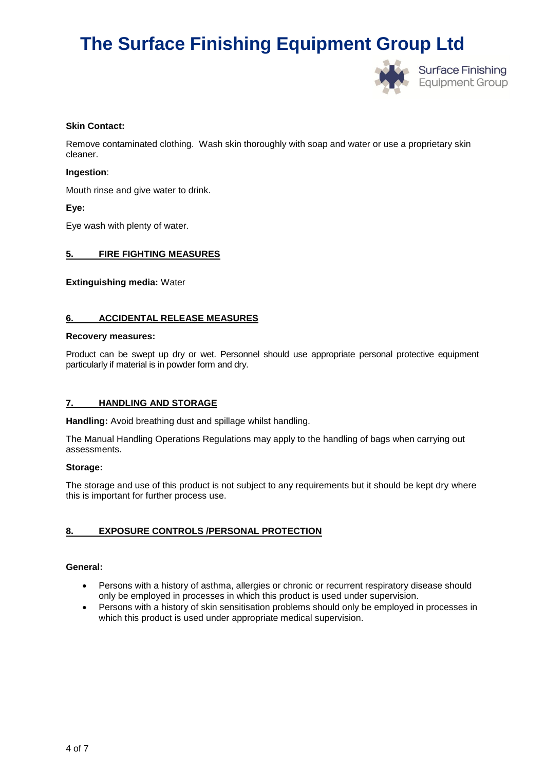**Skin Contact:**

Remove contaminated clothing. Wash skin thoroughly with soap and water or use a proprietary skin cleaner.

**Ingestion**:

Mouth rinse and give water to drink.

**Eye:**

Eye wash with plenty of water.

## 5. FIRE FIGHTING MEASURES

**Extinguishing media:** Water

## 6. ACCIDENTAL RELEASE MEASURES

**Recovery measures:**

Product can be swept up dry or wet. Personnel should use appropriate personal protective equipment particularly if material is in powder form and dry.

## 7. HANDLING AND STORAGE

**Handling:** Avoid breathing dust and spillage whilst handling.

The Manual Handling Operations Regulations may apply to the handling of bags when carrying out assessments.

**Storage:**

The storage and use of this product is not subject to any requirements but it should be kept dry where this is important for further process use.

## 8. EXPOSURE CONTROLS /PERSONAL PROTECTION

**General:**

- Persons with a history of asthma, allergies or chronic or recurrent respiratory disease should only be employed in processes in which this product is used under supervision.
- Persons with a history of skin sensitisation problems should only be employed in processes in which this product is used under appropriate medical supervision.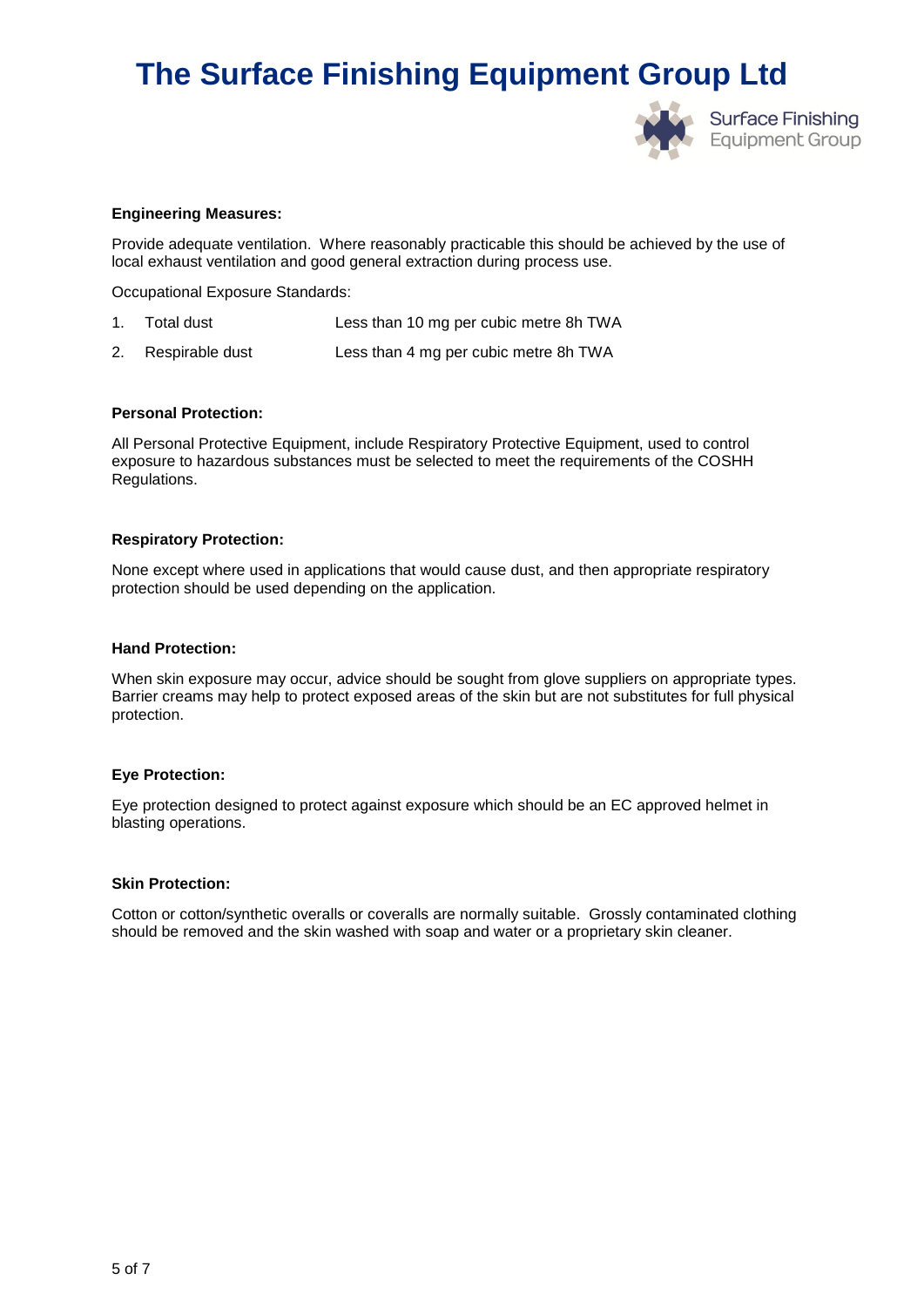**Engineering Measures:**

Provide adequate ventilation. Where reasonably practicable this should be achieved by the use of local exhaust ventilation and good general extraction during process use.

Occupational Exposure Standards:

1. Total dust — Less than 10 mg per cubic metre 8h TWA
2. Respirable dust — Less than 4 mg per cubic metre 8h TWA

**Personal Protection:**

All Personal Protective Equipment, include Respiratory Protective Equipment, used to control exposure to hazardous substances must be selected to meet the requirements of the COSHH Regulations.

**Respiratory Protection:**

None except where used in applications that would cause dust, and then appropriate respiratory protection should be used depending on the application.

**Hand Protection:**

When skin exposure may occur, advice should be sought from glove suppliers on appropriate types. Barrier creams may help to protect exposed areas of the skin but are not substitutes for full physical protection.

**Eye Protection:**

Eye protection designed to protect against exposure which should be an EC approved helmet in blasting operations.

**Skin Protection:**

Cotton or cotton/synthetic overalls or coveralls are normally suitable. Grossly contaminated clothing should be removed and the skin washed with soap and water or a proprietary skin cleaner.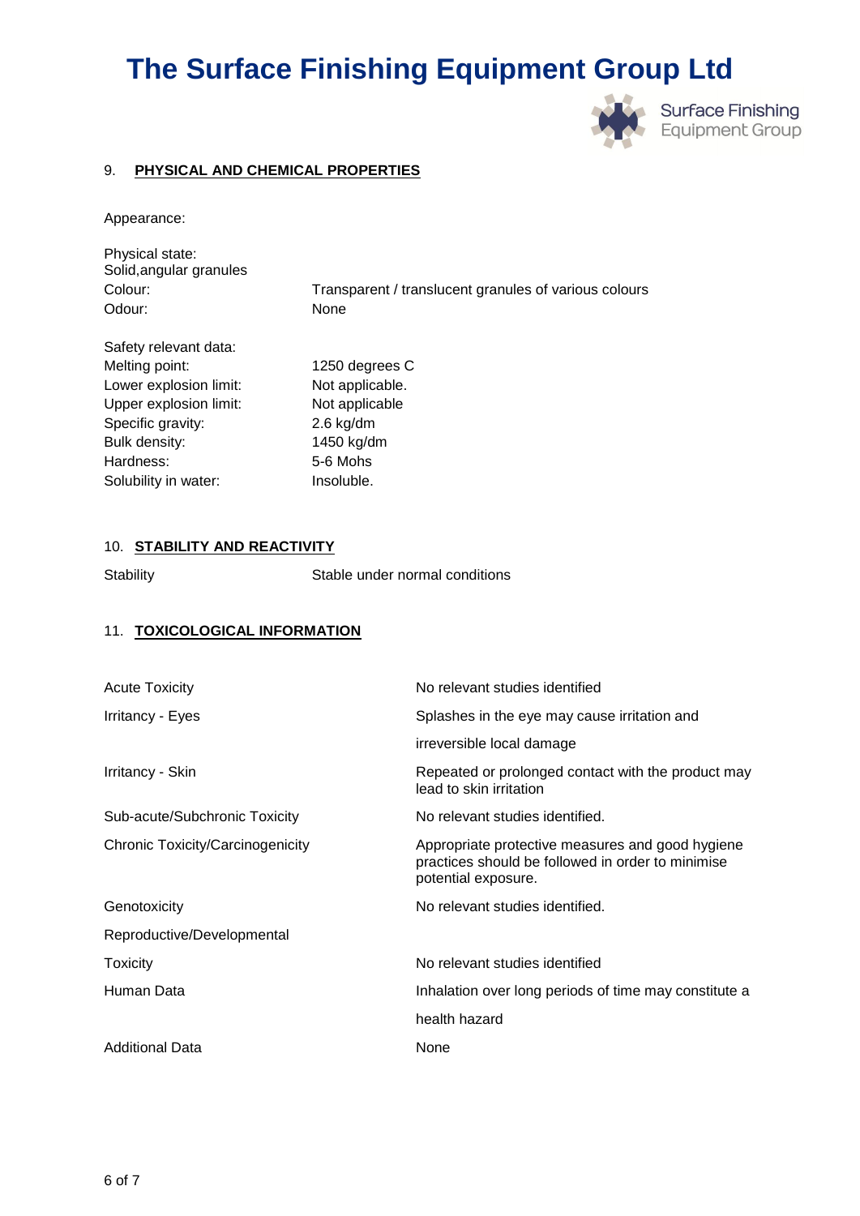## 9. PHYSICAL AND CHEMICAL PROPERTIES

Appearance:

Physical state:
Solid,angular granules

| | |
|---|---|
| Colour: | Transparent / translucent granules of various colours |
| Odour: | None |

Safety relevant data:

| | |
|---|---|
| Melting point: | 1250 degrees C |
| Lower explosion limit: | Not applicable. |
| Upper explosion limit: | Not applicable |
| Specific gravity: | 2.6 kg/dm |
| Bulk density: | 1450 kg/dm |
| Hardness: | 5-6 Mohs |
| Solubility in water: | Insoluble. |

## 10. STABILITY AND REACTIVITY

| | |
|---|---|
| Stability | Stable under normal conditions |

## 11. TOXICOLOGICAL INFORMATION

| | |
|---|---|
| Acute Toxicity | No relevant studies identified |
| Irritancy - Eyes | Splashes in the eye may cause irritation and irreversible local damage |
| Irritancy - Skin | Repeated or prolonged contact with the product may lead to skin irritation |
| Sub-acute/Subchronic Toxicity | No relevant studies identified. |
| Chronic Toxicity/Carcinogenicity | Appropriate protective measures and good hygiene practices should be followed in order to minimise potential exposure. |
| Genotoxicity | No relevant studies identified. |
| Reproductive/Developmental Toxicity | No relevant studies identified |
| Human Data | Inhalation over long periods of time may constitute a health hazard |
| Additional Data | None |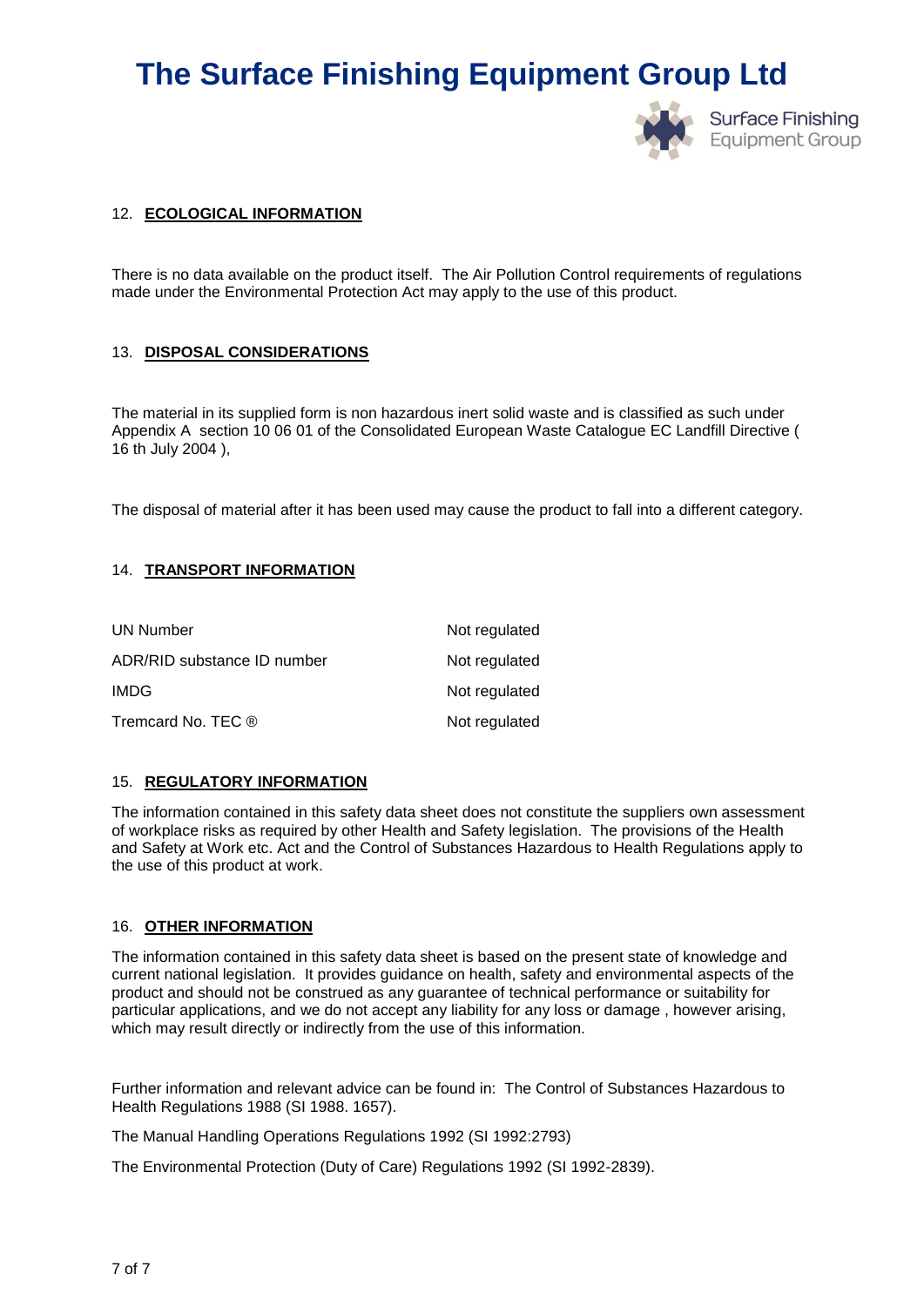## 12. ECOLOGICAL INFORMATION

There is no data available on the product itself. The Air Pollution Control requirements of regulations made under the Environmental Protection Act may apply to the use of this product.

## 13. DISPOSAL CONSIDERATIONS

The material in its supplied form is non hazardous inert solid waste and is classified as such under Appendix A section 10 06 01 of the Consolidated European Waste Catalogue EC Landfill Directive ( 16 th July 2004 ),

The disposal of material after it has been used may cause the product to fall into a different category.

## 14. TRANSPORT INFORMATION

| | |
|---|---|
| UN Number | Not regulated |
| ADR/RID substance ID number | Not regulated |
| IMDG | Not regulated |
| Tremcard No. TEC ® | Not regulated |

## 15. REGULATORY INFORMATION

The information contained in this safety data sheet does not constitute the suppliers own assessment of workplace risks as required by other Health and Safety legislation. The provisions of the Health and Safety at Work etc. Act and the Control of Substances Hazardous to Health Regulations apply to the use of this product at work.

## 16. OTHER INFORMATION

The information contained in this safety data sheet is based on the present state of knowledge and current national legislation. It provides guidance on health, safety and environmental aspects of the product and should not be construed as any guarantee of technical performance or suitability for particular applications, and we do not accept any liability for any loss or damage , however arising, which may result directly or indirectly from the use of this information.

Further information and relevant advice can be found in: The Control of Substances Hazardous to Health Regulations 1988 (SI 1988. 1657).

The Manual Handling Operations Regulations 1992 (SI 1992:2793)

The Environmental Protection (Duty of Care) Regulations 1992 (SI 1992-2839).